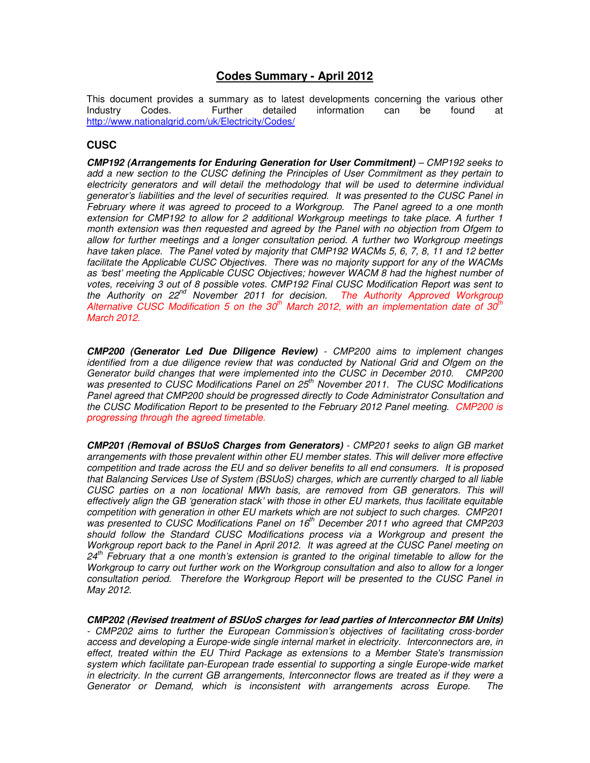# Codes Summary - April 2012

This document provides a summary as to latest developments concerning the various other Industry Codes. Further detailed information can be found at http://www.nationalgrid.com/uk/Electricity/Codes/

## CUSC

***CMP192 (Arrangements for Enduring Generation for User Commitment)*** *– CMP192 seeks to add a new section to the CUSC defining the Principles of User Commitment as they pertain to electricity generators and will detail the methodology that will be used to determine individual generator's liabilities and the level of securities required. It was presented to the CUSC Panel in February where it was agreed to proceed to a Workgroup. The Panel agreed to a one month extension for CMP192 to allow for 2 additional Workgroup meetings to take place. A further 1 month extension was then requested and agreed by the Panel with no objection from Ofgem to allow for further meetings and a longer consultation period. A further two Workgroup meetings have taken place. The Panel voted by majority that CMP192 WACMs 5, 6, 7, 8, 11 and 12 better facilitate the Applicable CUSC Objectives. There was no majority support for any of the WACMs as 'best' meeting the Applicable CUSC Objectives; however WACM 8 had the highest number of votes, receiving 3 out of 8 possible votes. CMP192 Final CUSC Modification Report was sent to the Authority on 22nd November 2011 for decision. The Authority Approved Workgroup Alternative CUSC Modification 5 on the 30th March 2012, with an implementation date of 30th March 2012.*

***CMP200 (Generator Led Due Diligence Review)*** *- CMP200 aims to implement changes identified from a due diligence review that was conducted by National Grid and Ofgem on the Generator build changes that were implemented into the CUSC in December 2010. CMP200 was presented to CUSC Modifications Panel on 25th November 2011. The CUSC Modifications Panel agreed that CMP200 should be progressed directly to Code Administrator Consultation and the CUSC Modification Report to be presented to the February 2012 Panel meeting. CMP200 is progressing through the agreed timetable.*

***CMP201 (Removal of BSUoS Charges from Generators)*** *- CMP201 seeks to align GB market arrangements with those prevalent within other EU member states. This will deliver more effective competition and trade across the EU and so deliver benefits to all end consumers. It is proposed that Balancing Services Use of System (BSUoS) charges, which are currently charged to all liable CUSC parties on a non locational MWh basis, are removed from GB generators. This will effectively align the GB 'generation stack' with those in other EU markets, thus facilitate equitable competition with generation in other EU markets which are not subject to such charges. CMP201 was presented to CUSC Modifications Panel on 16th December 2011 who agreed that CMP203 should follow the Standard CUSC Modifications process via a Workgroup and present the Workgroup report back to the Panel in April 2012. It was agreed at the CUSC Panel meeting on 24th February that a one month's extension is granted to the original timetable to allow for the Workgroup to carry out further work on the Workgroup consultation and also to allow for a longer consultation period. Therefore the Workgroup Report will be presented to the CUSC Panel in May 2012.*

***CMP202 (Revised treatment of BSUoS charges for lead parties of Interconnector BM Units)*** *- CMP202 aims to further the European Commission's objectives of facilitating cross-border access and developing a Europe-wide single internal market in electricity. Interconnectors are, in effect, treated within the EU Third Package as extensions to a Member State's transmission system which facilitate pan-European trade essential to supporting a single Europe-wide market in electricity. In the current GB arrangements, Interconnector flows are treated as if they were a Generator or Demand, which is inconsistent with arrangements across Europe. The*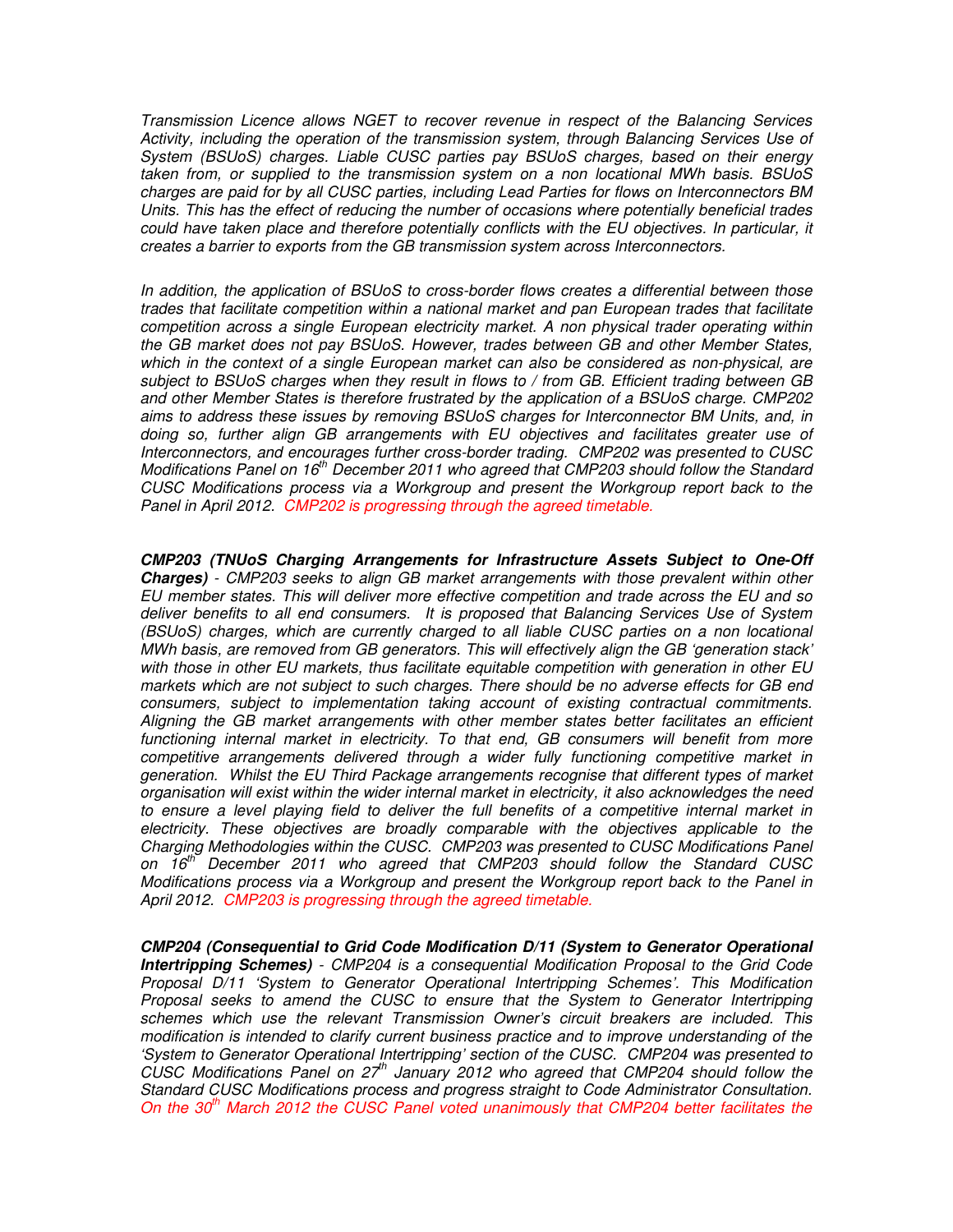*Transmission Licence allows NGET to recover revenue in respect of the Balancing Services Activity, including the operation of the transmission system, through Balancing Services Use of System (BSUoS) charges. Liable CUSC parties pay BSUoS charges, based on their energy taken from, or supplied to the transmission system on a non locational MWh basis. BSUoS charges are paid for by all CUSC parties, including Lead Parties for flows on Interconnectors BM Units. This has the effect of reducing the number of occasions where potentially beneficial trades could have taken place and therefore potentially conflicts with the EU objectives. In particular, it creates a barrier to exports from the GB transmission system across Interconnectors.*

*In addition, the application of BSUoS to cross-border flows creates a differential between those trades that facilitate competition within a national market and pan European trades that facilitate competition across a single European electricity market. A non physical trader operating within the GB market does not pay BSUoS. However, trades between GB and other Member States, which in the context of a single European market can also be considered as non-physical, are subject to BSUoS charges when they result in flows to / from GB. Efficient trading between GB and other Member States is therefore frustrated by the application of a BSUoS charge. CMP202 aims to address these issues by removing BSUoS charges for Interconnector BM Units, and, in doing so, further align GB arrangements with EU objectives and facilitates greater use of Interconnectors, and encourages further cross-border trading. CMP202 was presented to CUSC Modifications Panel on 16th December 2011 who agreed that CMP203 should follow the Standard CUSC Modifications process via a Workgroup and present the Workgroup report back to the Panel in April 2012. CMP202 is progressing through the agreed timetable.*

***CMP203 (TNUoS Charging Arrangements for Infrastructure Assets Subject to One-Off Charges)** - CMP203 seeks to align GB market arrangements with those prevalent within other EU member states. This will deliver more effective competition and trade across the EU and so deliver benefits to all end consumers. It is proposed that Balancing Services Use of System (BSUoS) charges, which are currently charged to all liable CUSC parties on a non locational MWh basis, are removed from GB generators. This will effectively align the GB 'generation stack' with those in other EU markets, thus facilitate equitable competition with generation in other EU markets which are not subject to such charges. There should be no adverse effects for GB end consumers, subject to implementation taking account of existing contractual commitments. Aligning the GB market arrangements with other member states better facilitates an efficient functioning internal market in electricity. To that end, GB consumers will benefit from more competitive arrangements delivered through a wider fully functioning competitive market in generation. Whilst the EU Third Package arrangements recognise that different types of market organisation will exist within the wider internal market in electricity, it also acknowledges the need to ensure a level playing field to deliver the full benefits of a competitive internal market in electricity. These objectives are broadly comparable with the objectives applicable to the Charging Methodologies within the CUSC. CMP203 was presented to CUSC Modifications Panel on 16th December 2011 who agreed that CMP203 should follow the Standard CUSC Modifications process via a Workgroup and present the Workgroup report back to the Panel in April 2012. CMP203 is progressing through the agreed timetable.*

***CMP204 (Consequential to Grid Code Modification D/11 (System to Generator Operational Intertripping Schemes)** - CMP204 is a consequential Modification Proposal to the Grid Code Proposal D/11 'System to Generator Operational Intertripping Schemes'. This Modification Proposal seeks to amend the CUSC to ensure that the System to Generator Intertripping schemes which use the relevant Transmission Owner's circuit breakers are included. This modification is intended to clarify current business practice and to improve understanding of the 'System to Generator Operational Intertripping' section of the CUSC. CMP204 was presented to CUSC Modifications Panel on 27th January 2012 who agreed that CMP204 should follow the Standard CUSC Modifications process and progress straight to Code Administrator Consultation. On the 30th March 2012 the CUSC Panel voted unanimously that CMP204 better facilitates the*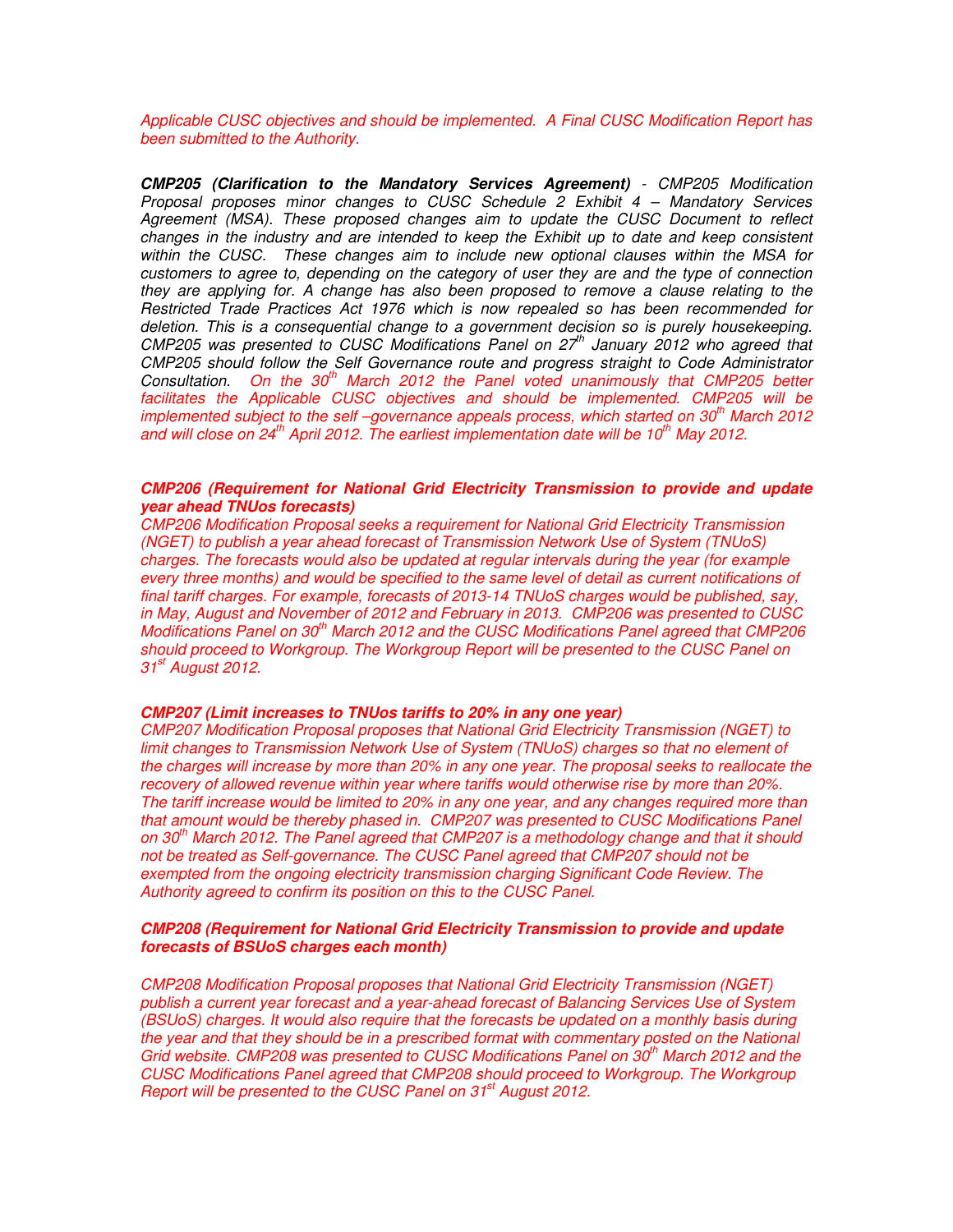*Applicable CUSC objectives and should be implemented. A Final CUSC Modification Report has been submitted to the Authority.*

***CMP205 (Clarification to the Mandatory Services Agreement)*** *- CMP205 Modification Proposal proposes minor changes to CUSC Schedule 2 Exhibit 4 – Mandatory Services Agreement (MSA). These proposed changes aim to update the CUSC Document to reflect changes in the industry and are intended to keep the Exhibit up to date and keep consistent within the CUSC. These changes aim to include new optional clauses within the MSA for customers to agree to, depending on the category of user they are and the type of connection they are applying for. A change has also been proposed to remove a clause relating to the Restricted Trade Practices Act 1976 which is now repealed so has been recommended for deletion. This is a consequential change to a government decision so is purely housekeeping. CMP205 was presented to CUSC Modifications Panel on 27th January 2012 who agreed that CMP205 should follow the Self Governance route and progress straight to Code Administrator Consultation. On the 30th March 2012 the Panel voted unanimously that CMP205 better facilitates the Applicable CUSC objectives and should be implemented. CMP205 will be implemented subject to the self –governance appeals process, which started on 30th March 2012 and will close on 24th April 2012. The earliest implementation date will be 10th May 2012.*

***CMP206 (Requirement for National Grid Electricity Transmission to provide and update year ahead TNUos forecasts)***

*CMP206 Modification Proposal seeks a requirement for National Grid Electricity Transmission (NGET) to publish a year ahead forecast of Transmission Network Use of System (TNUoS) charges. The forecasts would also be updated at regular intervals during the year (for example every three months) and would be specified to the same level of detail as current notifications of final tariff charges. For example, forecasts of 2013-14 TNUoS charges would be published, say, in May, August and November of 2012 and February in 2013. CMP206 was presented to CUSC Modifications Panel on 30th March 2012 and the CUSC Modifications Panel agreed that CMP206 should proceed to Workgroup. The Workgroup Report will be presented to the CUSC Panel on 31st August 2012.*

***CMP207 (Limit increases to TNUos tariffs to 20% in any one year)***

*CMP207 Modification Proposal proposes that National Grid Electricity Transmission (NGET) to limit changes to Transmission Network Use of System (TNUoS) charges so that no element of the charges will increase by more than 20% in any one year. The proposal seeks to reallocate the recovery of allowed revenue within year where tariffs would otherwise rise by more than 20%. The tariff increase would be limited to 20% in any one year, and any changes required more than that amount would be thereby phased in. CMP207 was presented to CUSC Modifications Panel on 30th March 2012. The Panel agreed that CMP207 is a methodology change and that it should not be treated as Self-governance. The CUSC Panel agreed that CMP207 should not be exempted from the ongoing electricity transmission charging Significant Code Review. The Authority agreed to confirm its position on this to the CUSC Panel.*

***CMP208 (Requirement for National Grid Electricity Transmission to provide and update forecasts of BSUoS charges each month)***

*CMP208 Modification Proposal proposes that National Grid Electricity Transmission (NGET) publish a current year forecast and a year-ahead forecast of Balancing Services Use of System (BSUoS) charges. It would also require that the forecasts be updated on a monthly basis during the year and that they should be in a prescribed format with commentary posted on the National Grid website. CMP208 was presented to CUSC Modifications Panel on 30th March 2012 and the CUSC Modifications Panel agreed that CMP208 should proceed to Workgroup. The Workgroup Report will be presented to the CUSC Panel on 31st August 2012.*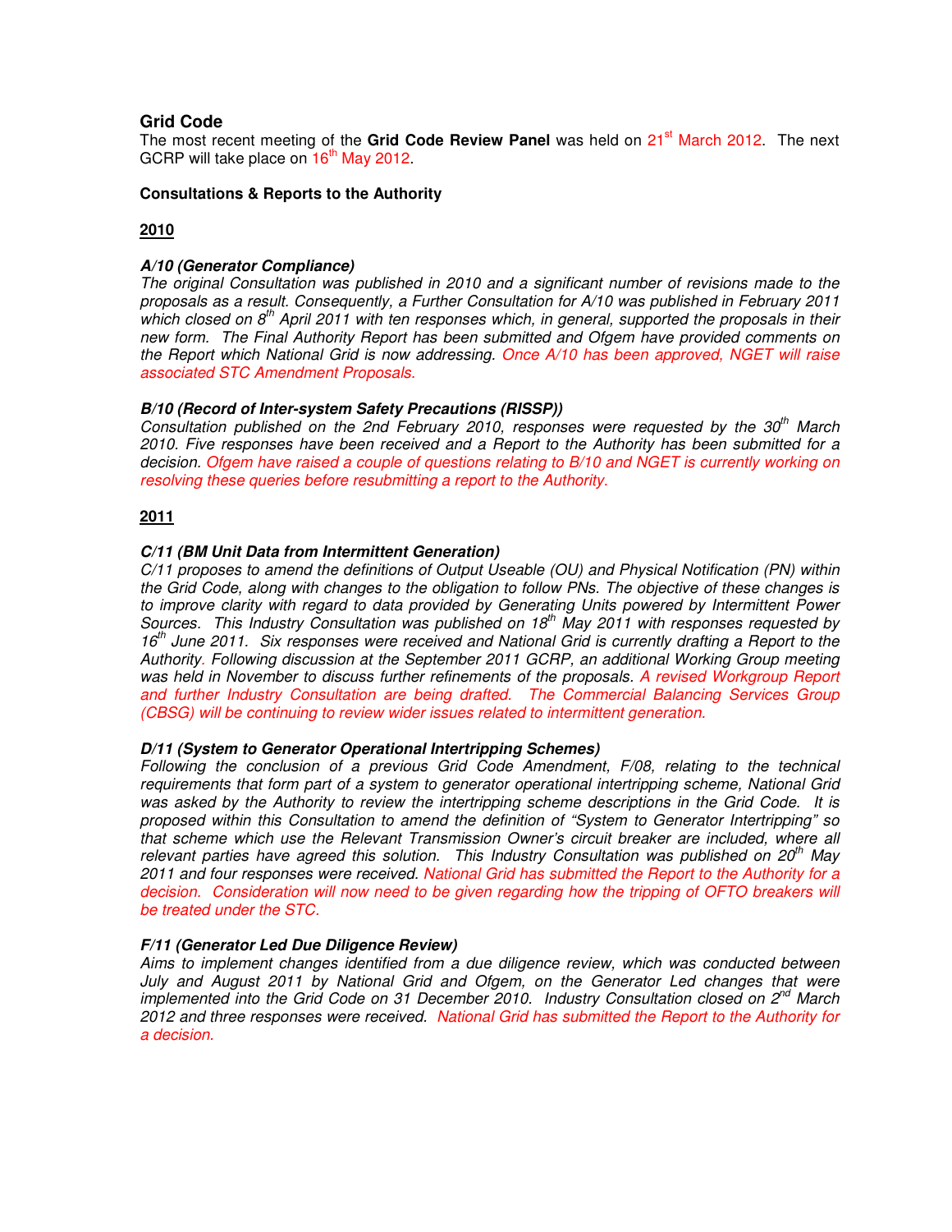## Grid Code

The most recent meeting of the **Grid Code Review Panel** was held on 21st March 2012. The next GCRP will take place on 16th May 2012.

### Consultations & Reports to the Authority

**2010**

***A/10 (Generator Compliance)***

*The original Consultation was published in 2010 and a significant number of revisions made to the proposals as a result. Consequently, a Further Consultation for A/10 was published in February 2011 which closed on 8th April 2011 with ten responses which, in general, supported the proposals in their new form. The Final Authority Report has been submitted and Ofgem have provided comments on the Report which National Grid is now addressing. Once A/10 has been approved, NGET will raise associated STC Amendment Proposals.*

***B/10 (Record of Inter-system Safety Precautions (RISSP))***

*Consultation published on the 2nd February 2010, responses were requested by the 30th March 2010. Five responses have been received and a Report to the Authority has been submitted for a decision. Ofgem have raised a couple of questions relating to B/10 and NGET is currently working on resolving these queries before resubmitting a report to the Authority.*

**2011**

***C/11 (BM Unit Data from Intermittent Generation)***

*C/11 proposes to amend the definitions of Output Useable (OU) and Physical Notification (PN) within the Grid Code, along with changes to the obligation to follow PNs. The objective of these changes is to improve clarity with regard to data provided by Generating Units powered by Intermittent Power Sources. This Industry Consultation was published on 18th May 2011 with responses requested by 16th June 2011. Six responses were received and National Grid is currently drafting a Report to the Authority. Following discussion at the September 2011 GCRP, an additional Working Group meeting was held in November to discuss further refinements of the proposals. A revised Workgroup Report and further Industry Consultation are being drafted. The Commercial Balancing Services Group (CBSG) will be continuing to review wider issues related to intermittent generation.*

***D/11 (System to Generator Operational Intertripping Schemes)***

*Following the conclusion of a previous Grid Code Amendment, F/08, relating to the technical requirements that form part of a system to generator operational intertripping scheme, National Grid was asked by the Authority to review the intertripping scheme descriptions in the Grid Code. It is proposed within this Consultation to amend the definition of "System to Generator Intertripping" so that scheme which use the Relevant Transmission Owner's circuit breaker are included, where all relevant parties have agreed this solution. This Industry Consultation was published on 20th May 2011 and four responses were received. National Grid has submitted the Report to the Authority for a decision. Consideration will now need to be given regarding how the tripping of OFTO breakers will be treated under the STC.*

***F/11 (Generator Led Due Diligence Review)***

*Aims to implement changes identified from a due diligence review, which was conducted between July and August 2011 by National Grid and Ofgem, on the Generator Led changes that were implemented into the Grid Code on 31 December 2010. Industry Consultation closed on 2nd March 2012 and three responses were received. National Grid has submitted the Report to the Authority for a decision.*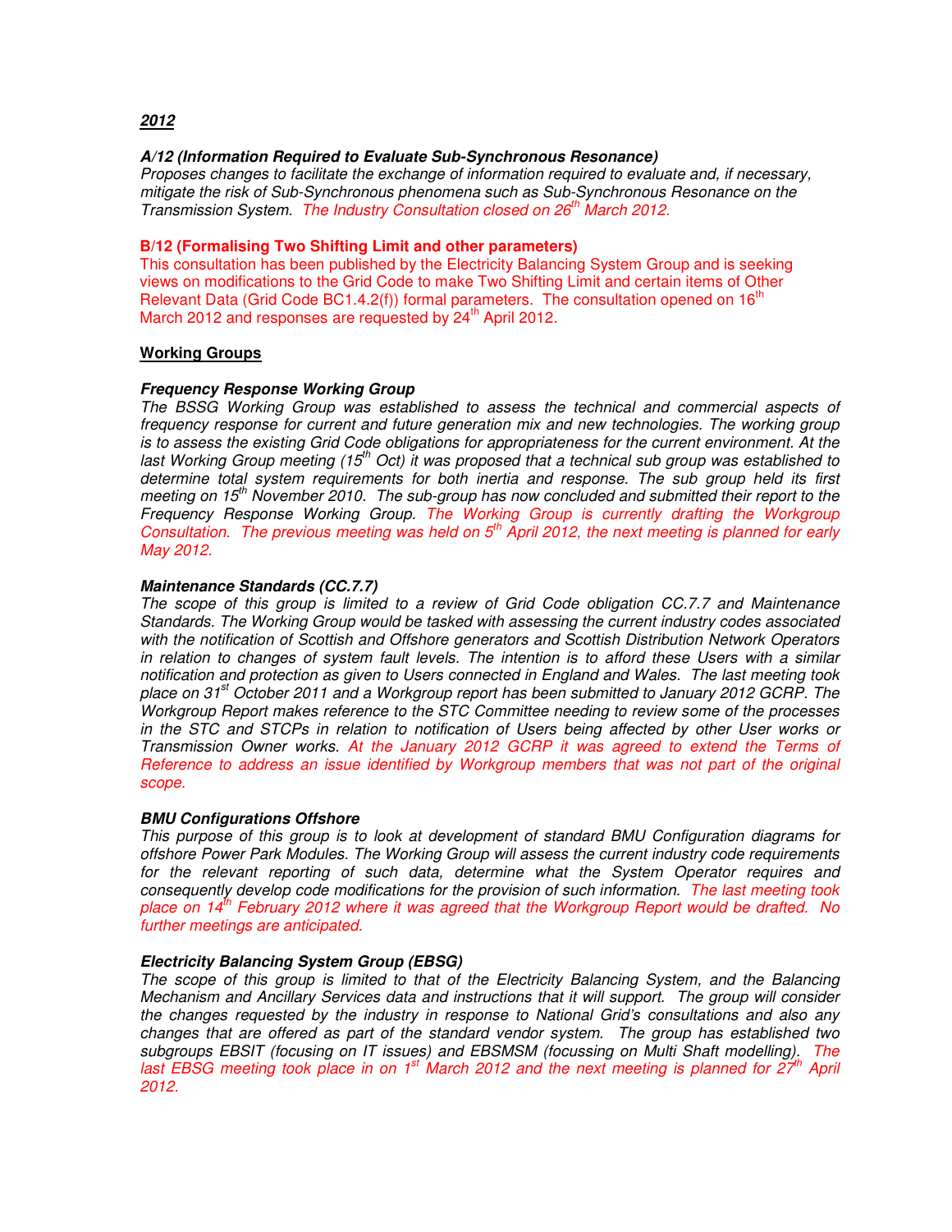***2012***

***A/12 (Information Required to Evaluate Sub-Synchronous Resonance)***
*Proposes changes to facilitate the exchange of information required to evaluate and, if necessary, mitigate the risk of Sub-Synchronous phenomena such as Sub-Synchronous Resonance on the Transmission System. The Industry Consultation closed on 26th March 2012.*

**B/12 (Formalising Two Shifting Limit and other parameters)**
This consultation has been published by the Electricity Balancing System Group and is seeking views on modifications to the Grid Code to make Two Shifting Limit and certain items of Other Relevant Data (Grid Code BC1.4.2(f)) formal parameters. The consultation opened on 16th March 2012 and responses are requested by 24th April 2012.

**Working Groups**

***Frequency Response Working Group***
*The BSSG Working Group was established to assess the technical and commercial aspects of frequency response for current and future generation mix and new technologies. The working group is to assess the existing Grid Code obligations for appropriateness for the current environment. At the last Working Group meeting (15th Oct) it was proposed that a technical sub group was established to determine total system requirements for both inertia and response. The sub group held its first meeting on 15th November 2010. The sub-group has now concluded and submitted their report to the Frequency Response Working Group. The Working Group is currently drafting the Workgroup Consultation. The previous meeting was held on 5th April 2012, the next meeting is planned for early May 2012.*

***Maintenance Standards (CC.7.7)***
*The scope of this group is limited to a review of Grid Code obligation CC.7.7 and Maintenance Standards. The Working Group would be tasked with assessing the current industry codes associated with the notification of Scottish and Offshore generators and Scottish Distribution Network Operators in relation to changes of system fault levels. The intention is to afford these Users with a similar notification and protection as given to Users connected in England and Wales. The last meeting took place on 31st October 2011 and a Workgroup report has been submitted to January 2012 GCRP. The Workgroup Report makes reference to the STC Committee needing to review some of the processes in the STC and STCPs in relation to notification of Users being affected by other User works or Transmission Owner works. At the January 2012 GCRP it was agreed to extend the Terms of Reference to address an issue identified by Workgroup members that was not part of the original scope.*

***BMU Configurations Offshore***
*This purpose of this group is to look at development of standard BMU Configuration diagrams for offshore Power Park Modules. The Working Group will assess the current industry code requirements for the relevant reporting of such data, determine what the System Operator requires and consequently develop code modifications for the provision of such information. The last meeting took place on 14th February 2012 where it was agreed that the Workgroup Report would be drafted. No further meetings are anticipated.*

***Electricity Balancing System Group (EBSG)***
*The scope of this group is limited to that of the Electricity Balancing System, and the Balancing Mechanism and Ancillary Services data and instructions that it will support. The group will consider the changes requested by the industry in response to National Grid's consultations and also any changes that are offered as part of the standard vendor system. The group has established two subgroups EBSIT (focusing on IT issues) and EBSMSM (focussing on Multi Shaft modelling). The last EBSG meeting took place in on 1st March 2012 and the next meeting is planned for 27th April 2012.*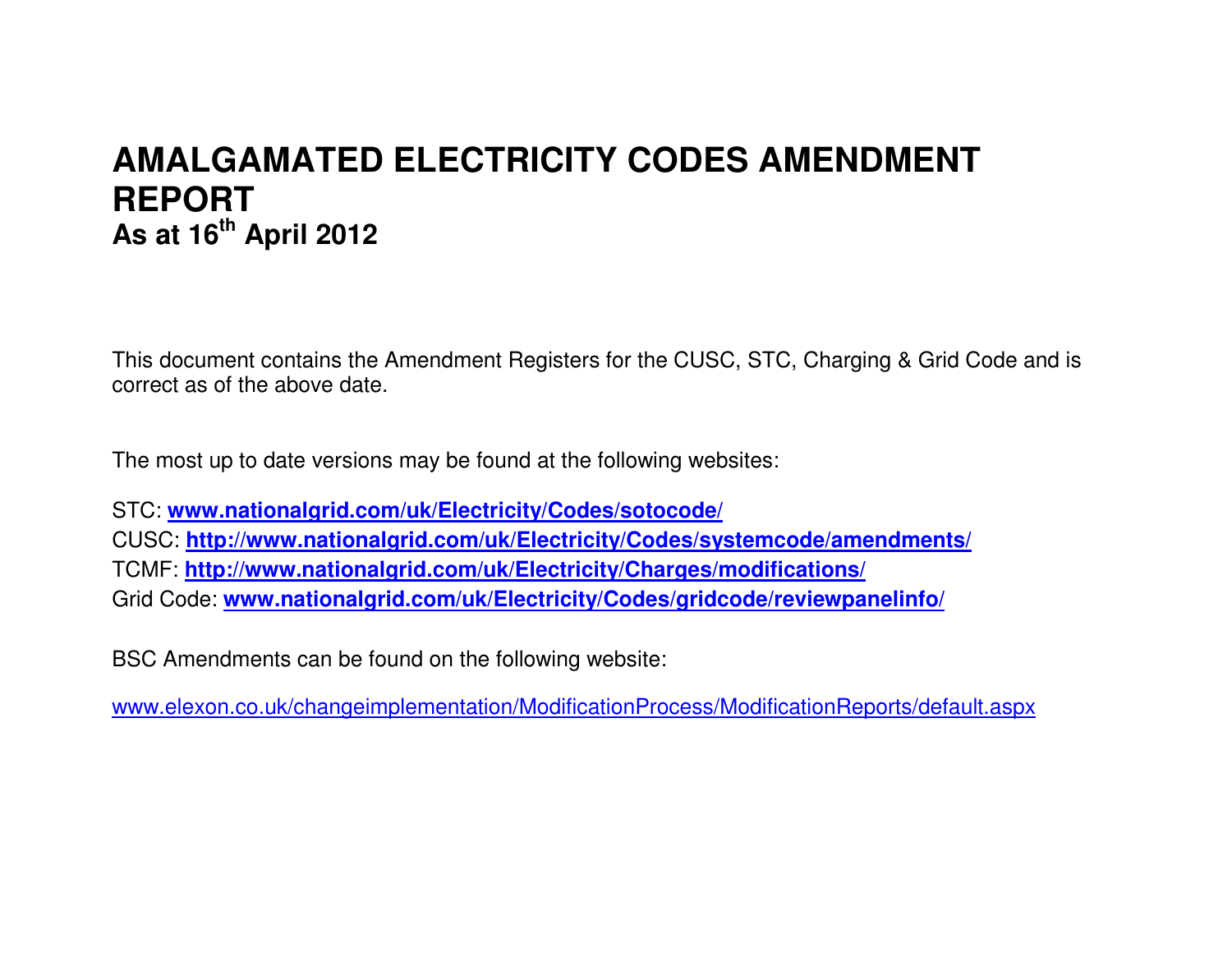# AMALGAMATED ELECTRICITY CODES AMENDMENT REPORT

## As at 16th April 2012

This document contains the Amendment Registers for the CUSC, STC, Charging & Grid Code and is correct as of the above date.

The most up to date versions may be found at the following websites:

STC: **www.nationalgrid.com/uk/Electricity/Codes/sotocode/**
CUSC: **http://www.nationalgrid.com/uk/Electricity/Codes/systemcode/amendments/**
TCMF: **http://www.nationalgrid.com/uk/Electricity/Charges/modifications/**
Grid Code: **www.nationalgrid.com/uk/Electricity/Codes/gridcode/reviewpanelinfo/**

BSC Amendments can be found on the following website:

www.elexon.co.uk/changeimplementation/ModificationProcess/ModificationReports/default.aspx